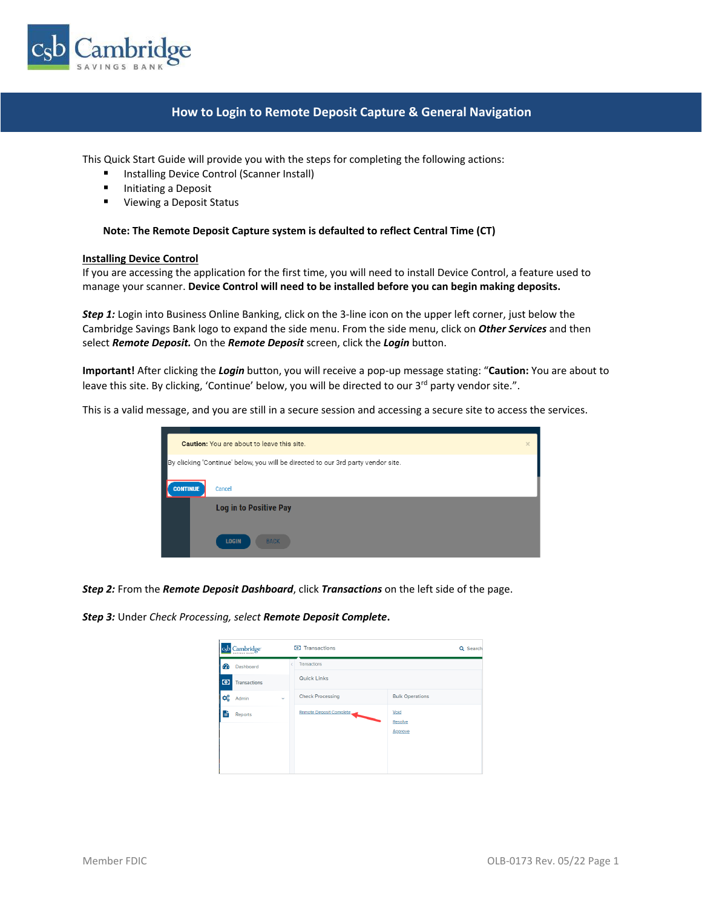# How to Login to Remote Deposit Capture & General Navigation

This Quick Start Guide will provide you with the steps for completing the following actions:

- Installing Device Control (Scanner Install)
- Initiating a Deposit
- Viewing a Deposit Status

**Note: The Remote Deposit Capture system is defaulted to reflect Central Time (CT)**

## Installing Device Control

If you are accessing the application for the first time, you will need to install Device Control, a feature used to manage your scanner. **Device Control will need to be installed before you can begin making deposits.**

***Step 1:*** Login into Business Online Banking, click on the 3-line icon on the upper left corner, just below the Cambridge Savings Bank logo to expand the side menu. From the side menu, click on ***Other Services*** and then select ***Remote Deposit.*** On the ***Remote Deposit*** screen, click the ***Login*** button.

**Important!** After clicking the ***Login*** button, you will receive a pop-up message stating: "**Caution:** You are about to leave this site. By clicking, 'Continue' below, you will be directed to our 3rd party vendor site.".

This is a valid message, and you are still in a secure session and accessing a secure site to access the services.

***Step 2:*** From the ***Remote Deposit Dashboard***, click ***Transactions*** on the left side of the page.

***Step 3:*** Under *Check Processing, select* ***Remote Deposit Complete*****.**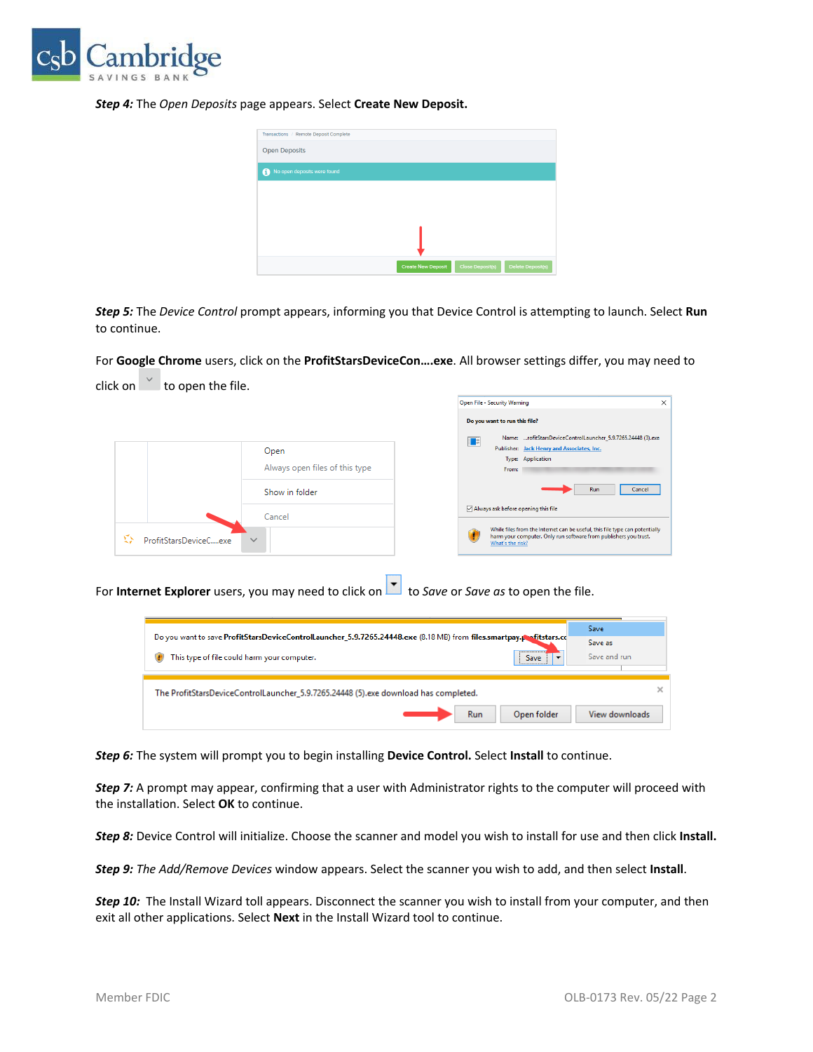***Step 4:*** The *Open Deposits* page appears. Select **Create New Deposit.**

***Step 5:*** The *Device Control* prompt appears, informing you that Device Control is attempting to launch. Select **Run** to continue.

For **Google Chrome** users, click on the **ProfitStarsDeviceCon….exe**. All browser settings differ, you may need to click on to open the file.

For **Internet Explorer** users, you may need to click on to *Save* or *Save as* to open the file.

***Step 6:*** The system will prompt you to begin installing **Device Control.** Select **Install** to continue.

***Step 7:*** A prompt may appear, confirming that a user with Administrator rights to the computer will proceed with the installation. Select **OK** to continue.

***Step 8:*** Device Control will initialize. Choose the scanner and model you wish to install for use and then click **Install.**

***Step 9:*** *The Add/Remove Devices* window appears. Select the scanner you wish to add, and then select **Install**.

***Step 10:*** The Install Wizard toll appears. Disconnect the scanner you wish to install from your computer, and then exit all other applications. Select **Next** in the Install Wizard tool to continue.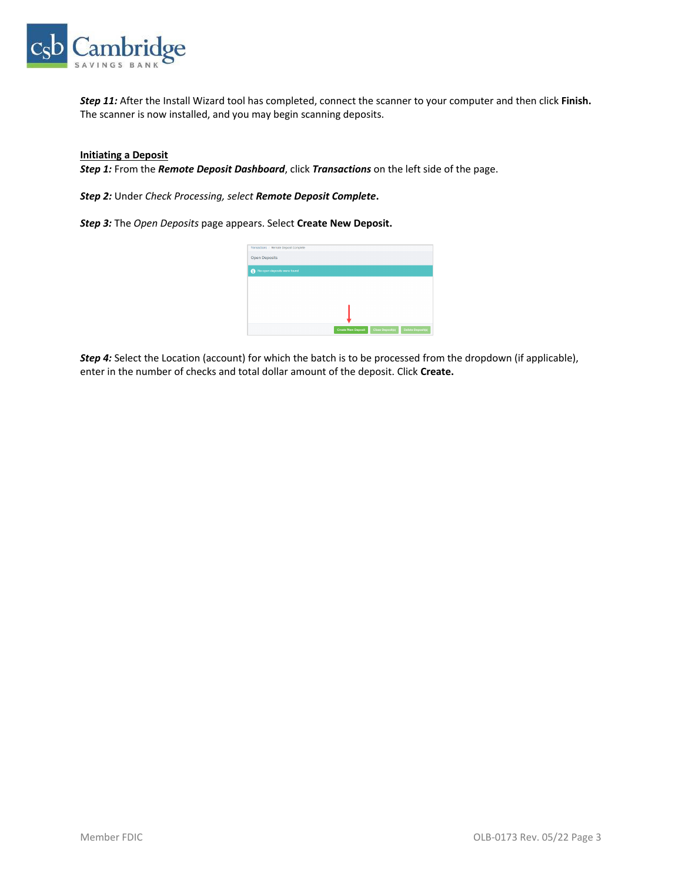***Step 11:*** After the Install Wizard tool has completed, connect the scanner to your computer and then click **Finish.** The scanner is now installed, and you may begin scanning deposits.

## Initiating a Deposit

***Step 1:*** From the ***Remote Deposit Dashboard***, click ***Transactions*** on the left side of the page.

***Step 2:*** Under *Check Processing, select* ***Remote Deposit Complete*.**

***Step 3:*** The *Open Deposits* page appears. Select **Create New Deposit.**

***Step 4:*** Select the Location (account) for which the batch is to be processed from the dropdown (if applicable), enter in the number of checks and total dollar amount of the deposit. Click **Create.**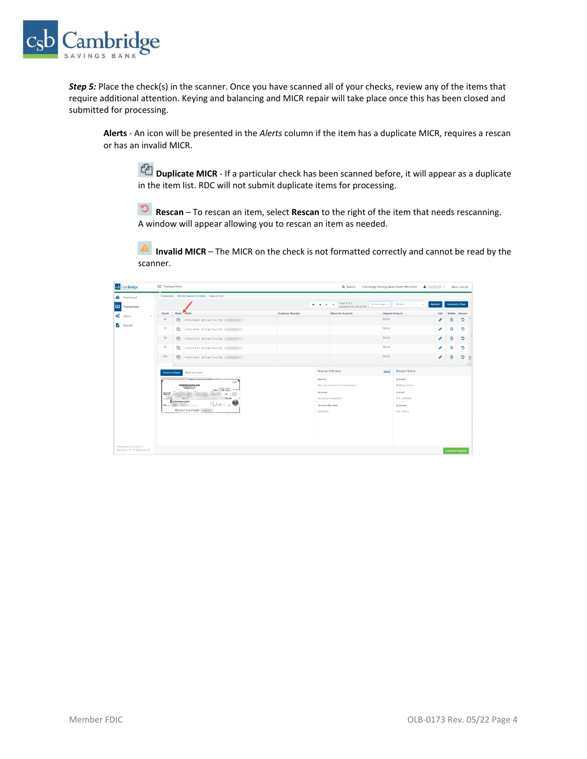***Step 5:*** Place the check(s) in the scanner. Once you have scanned all of your checks, review any of the items that require additional attention. Keying and balancing and MICR repair will take place once this has been closed and submitted for processing.

**Alerts** - An icon will be presented in the *Alerts* column if the item has a duplicate MICR, requires a rescan or has an invalid MICR.

**Duplicate MICR** - If a particular check has been scanned before, it will appear as a duplicate in the item list. RDC will not submit duplicate items for processing.

**Rescan** – To rescan an item, select **Rescan** to the right of the item that needs rescanning. A window will appear allowing you to rescan an item as needed.

**Invalid MICR** – The MICR on the check is not formatted correctly and cannot be read by the scanner.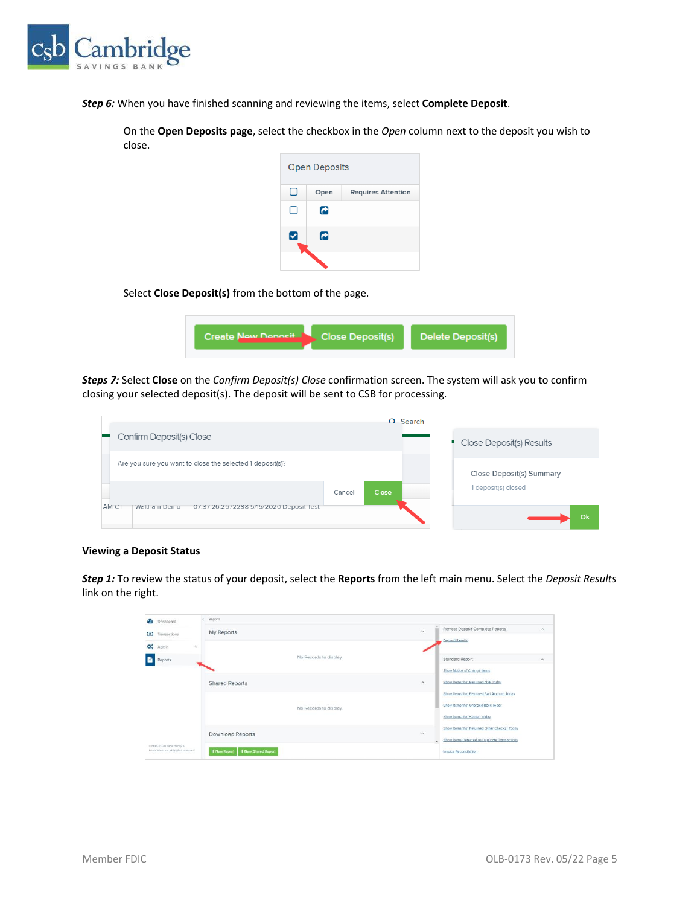***Step 6:*** When you have finished scanning and reviewing the items, select **Complete Deposit**.

On the **Open Deposits page**, select the checkbox in the *Open* column next to the deposit you wish to close.

Select **Close Deposit(s)** from the bottom of the page.

***Steps 7:*** Select **Close** on the *Confirm Deposit(s) Close* confirmation screen. The system will ask you to confirm closing your selected deposit(s). The deposit will be sent to CSB for processing.

## Viewing a Deposit Status

***Step 1:*** To review the status of your deposit, select the **Reports** from the left main menu. Select the *Deposit Results* link on the right.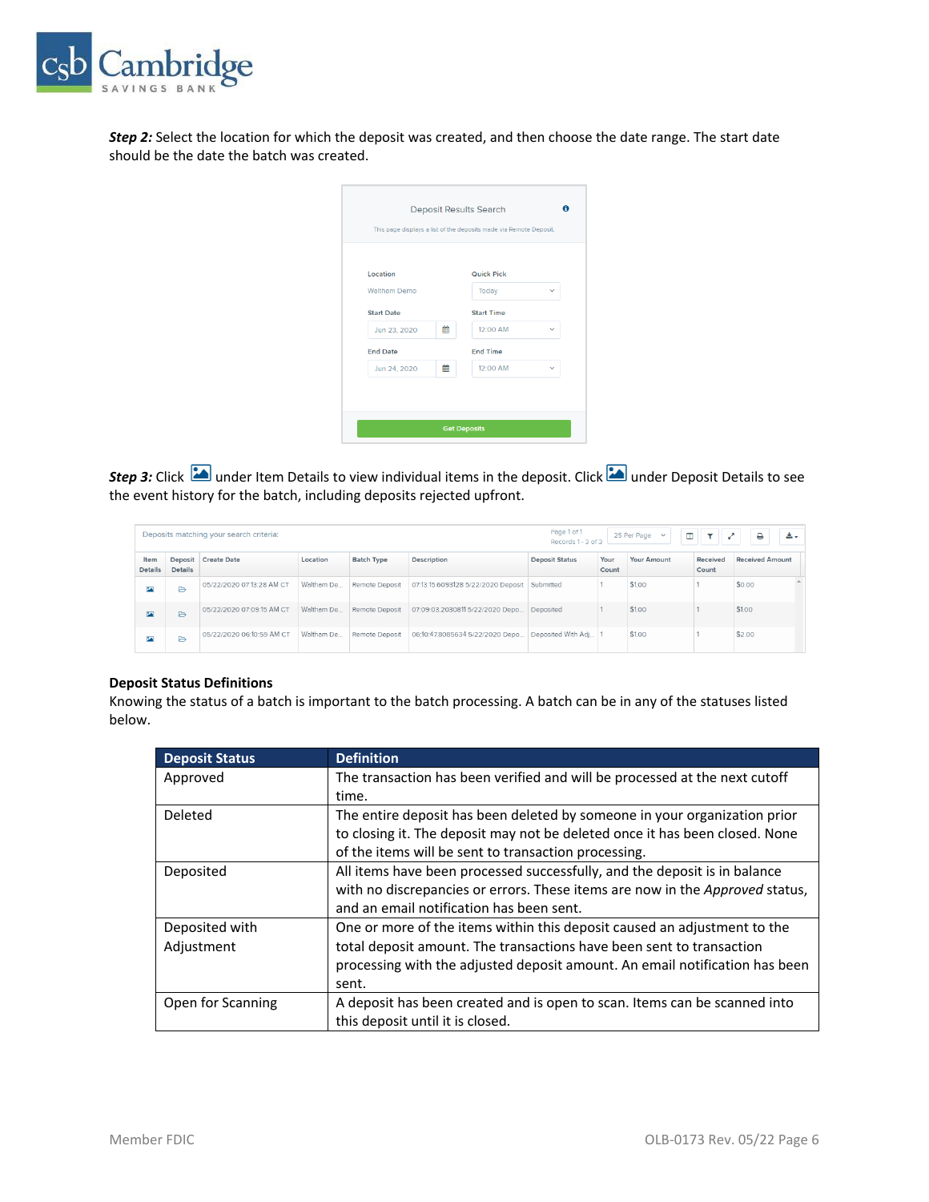**Step 2:** Select the location for which the deposit was created, and then choose the date range. The start date should be the date the batch was created.

**Step 3:** Click under Item Details to view individual items in the deposit. Click under Deposit Details to see the event history for the batch, including deposits rejected upfront.

### Deposit Status Definitions

Knowing the status of a batch is important to the batch processing. A batch can be in any of the statuses listed below.

| Deposit Status | Definition |
|---|---|
| Approved | The transaction has been verified and will be processed at the next cutoff time. |
| Deleted | The entire deposit has been deleted by someone in your organization prior to closing it. The deposit may not be deleted once it has been closed. None of the items will be sent to transaction processing. |
| Deposited | All items have been processed successfully, and the deposit is in balance with no discrepancies or errors. These items are now in the *Approved* status, and an email notification has been sent. |
| Deposited with Adjustment | One or more of the items within this deposit caused an adjustment to the total deposit amount. The transactions have been sent to transaction processing with the adjusted deposit amount. An email notification has been sent. |
| Open for Scanning | A deposit has been created and is open to scan. Items can be scanned into this deposit until it is closed. |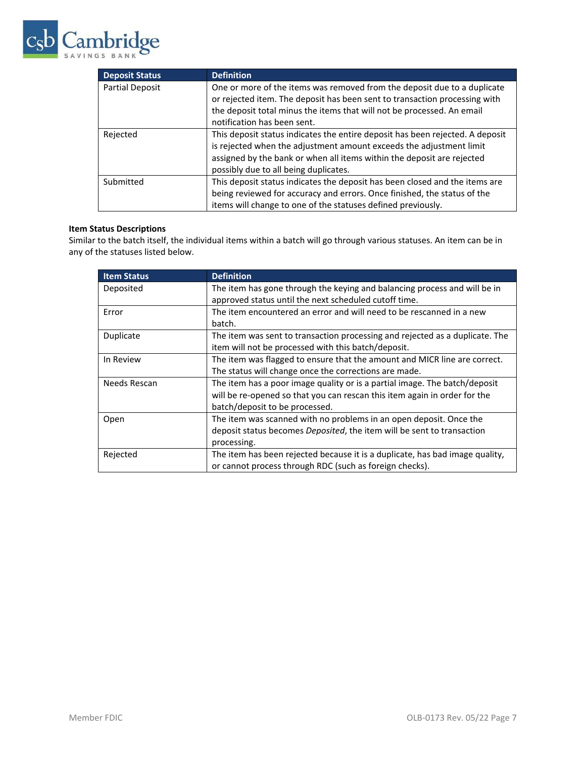| Deposit Status | Definition |
|---|---|
| Partial Deposit | One or more of the items was removed from the deposit due to a duplicate or rejected item. The deposit has been sent to transaction processing with the deposit total minus the items that will not be processed. An email notification has been sent. |
| Rejected | This deposit status indicates the entire deposit has been rejected. A deposit is rejected when the adjustment amount exceeds the adjustment limit assigned by the bank or when all items within the deposit are rejected possibly due to all being duplicates. |
| Submitted | This deposit status indicates the deposit has been closed and the items are being reviewed for accuracy and errors. Once finished, the status of the items will change to one of the statuses defined previously. |

**Item Status Descriptions**

Similar to the batch itself, the individual items within a batch will go through various statuses. An item can be in any of the statuses listed below.

| Item Status | Definition |
|---|---|
| Deposited | The item has gone through the keying and balancing process and will be in approved status until the next scheduled cutoff time. |
| Error | The item encountered an error and will need to be rescanned in a new batch. |
| Duplicate | The item was sent to transaction processing and rejected as a duplicate. The item will not be processed with this batch/deposit. |
| In Review | The item was flagged to ensure that the amount and MICR line are correct. The status will change once the corrections are made. |
| Needs Rescan | The item has a poor image quality or is a partial image. The batch/deposit will be re-opened so that you can rescan this item again in order for the batch/deposit to be processed. |
| Open | The item was scanned with no problems in an open deposit. Once the deposit status becomes *Deposited*, the item will be sent to transaction processing. |
| Rejected | The item has been rejected because it is a duplicate, has bad image quality, or cannot process through RDC (such as foreign checks). |